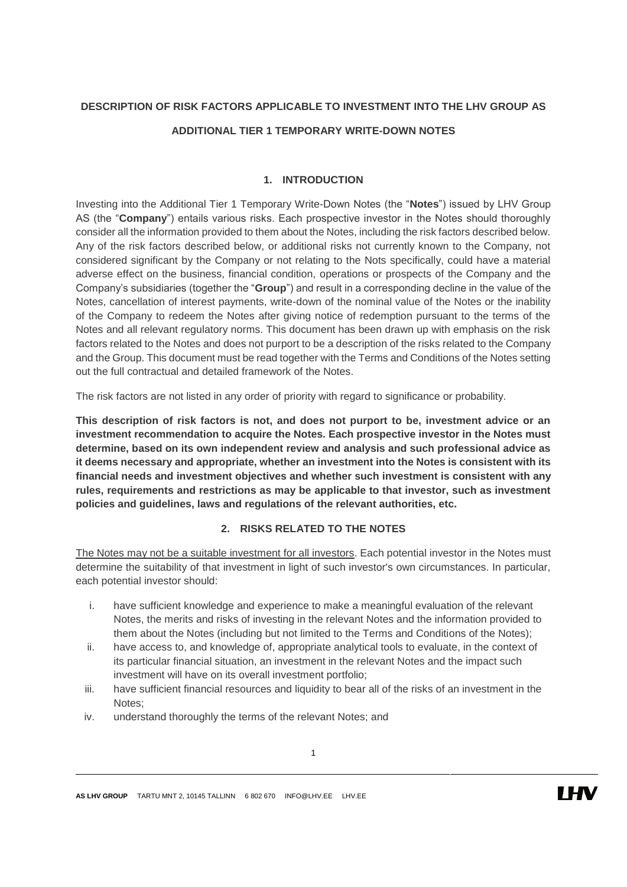# DESCRIPTION OF RISK FACTORS APPLICABLE TO INVESTMENT INTO THE LHV GROUP AS ADDITIONAL TIER 1 TEMPORARY WRITE-DOWN NOTES

## 1. INTRODUCTION

Investing into the Additional Tier 1 Temporary Write-Down Notes (the "**Notes**") issued by LHV Group AS (the "**Company**") entails various risks. Each prospective investor in the Notes should thoroughly consider all the information provided to them about the Notes, including the risk factors described below. Any of the risk factors described below, or additional risks not currently known to the Company, not considered significant by the Company or not relating to the Nots specifically, could have a material adverse effect on the business, financial condition, operations or prospects of the Company and the Company's subsidiaries (together the "**Group**") and result in a corresponding decline in the value of the Notes, cancellation of interest payments, write-down of the nominal value of the Notes or the inability of the Company to redeem the Notes after giving notice of redemption pursuant to the terms of the Notes and all relevant regulatory norms. This document has been drawn up with emphasis on the risk factors related to the Notes and does not purport to be a description of the risks related to the Company and the Group. This document must be read together with the Terms and Conditions of the Notes setting out the full contractual and detailed framework of the Notes.

The risk factors are not listed in any order of priority with regard to significance or probability.

**This description of risk factors is not, and does not purport to be, investment advice or an investment recommendation to acquire the Notes. Each prospective investor in the Notes must determine, based on its own independent review and analysis and such professional advice as it deems necessary and appropriate, whether an investment into the Notes is consistent with its financial needs and investment objectives and whether such investment is consistent with any rules, requirements and restrictions as may be applicable to that investor, such as investment policies and guidelines, laws and regulations of the relevant authorities, etc.**

## 2. RISKS RELATED TO THE NOTES

The Notes may not be a suitable investment for all investors. Each potential investor in the Notes must determine the suitability of that investment in light of such investor's own circumstances. In particular, each potential investor should:

i. have sufficient knowledge and experience to make a meaningful evaluation of the relevant Notes, the merits and risks of investing in the relevant Notes and the information provided to them about the Notes (including but not limited to the Terms and Conditions of the Notes);
ii. have access to, and knowledge of, appropriate analytical tools to evaluate, in the context of its particular financial situation, an investment in the relevant Notes and the impact such investment will have on its overall investment portfolio;
iii. have sufficient financial resources and liquidity to bear all of the risks of an investment in the Notes;
iv. understand thoroughly the terms of the relevant Notes; and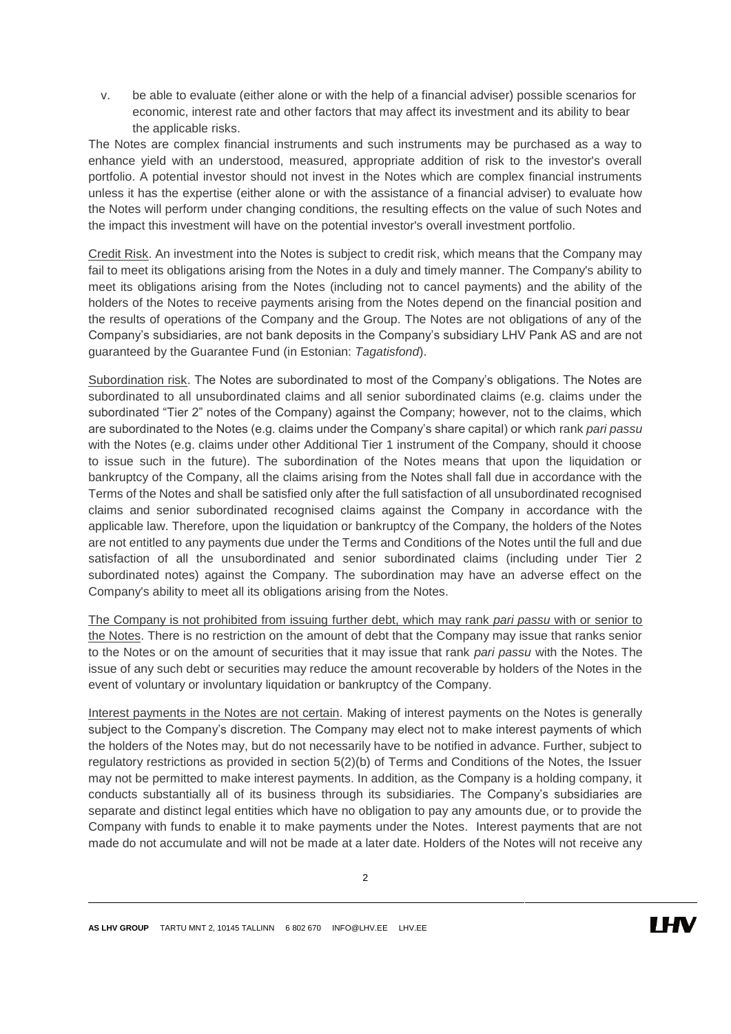v. be able to evaluate (either alone or with the help of a financial adviser) possible scenarios for economic, interest rate and other factors that may affect its investment and its ability to bear the applicable risks.

The Notes are complex financial instruments and such instruments may be purchased as a way to enhance yield with an understood, measured, appropriate addition of risk to the investor's overall portfolio. A potential investor should not invest in the Notes which are complex financial instruments unless it has the expertise (either alone or with the assistance of a financial adviser) to evaluate how the Notes will perform under changing conditions, the resulting effects on the value of such Notes and the impact this investment will have on the potential investor's overall investment portfolio.

<u>Credit Risk</u>. An investment into the Notes is subject to credit risk, which means that the Company may fail to meet its obligations arising from the Notes in a duly and timely manner. The Company's ability to meet its obligations arising from the Notes (including not to cancel payments) and the ability of the holders of the Notes to receive payments arising from the Notes depend on the financial position and the results of operations of the Company and the Group. The Notes are not obligations of any of the Company's subsidiaries, are not bank deposits in the Company's subsidiary LHV Pank AS and are not guaranteed by the Guarantee Fund (in Estonian: *Tagatisfond*).

<u>Subordination risk</u>. The Notes are subordinated to most of the Company's obligations. The Notes are subordinated to all unsubordinated claims and all senior subordinated claims (e.g. claims under the subordinated "Tier 2" notes of the Company) against the Company; however, not to the claims, which are subordinated to the Notes (e.g. claims under the Company's share capital) or which rank *pari passu* with the Notes (e.g. claims under other Additional Tier 1 instrument of the Company, should it choose to issue such in the future). The subordination of the Notes means that upon the liquidation or bankruptcy of the Company, all the claims arising from the Notes shall fall due in accordance with the Terms of the Notes and shall be satisfied only after the full satisfaction of all unsubordinated recognised claims and senior subordinated recognised claims against the Company in accordance with the applicable law. Therefore, upon the liquidation or bankruptcy of the Company, the holders of the Notes are not entitled to any payments due under the Terms and Conditions of the Notes until the full and due satisfaction of all the unsubordinated and senior subordinated claims (including under Tier 2 subordinated notes) against the Company. The subordination may have an adverse effect on the Company's ability to meet all its obligations arising from the Notes.

<u>The Company is not prohibited from issuing further debt, which may rank *pari passu* with or senior to the Notes</u>. There is no restriction on the amount of debt that the Company may issue that ranks senior to the Notes or on the amount of securities that it may issue that rank *pari passu* with the Notes. The issue of any such debt or securities may reduce the amount recoverable by holders of the Notes in the event of voluntary or involuntary liquidation or bankruptcy of the Company.

<u>Interest payments in the Notes are not certain</u>. Making of interest payments on the Notes is generally subject to the Company's discretion. The Company may elect not to make interest payments of which the holders of the Notes may, but do not necessarily have to be notified in advance. Further, subject to regulatory restrictions as provided in section 5(2)(b) of Terms and Conditions of the Notes, the Issuer may not be permitted to make interest payments. In addition, as the Company is a holding company, it conducts substantially all of its business through its subsidiaries. The Company's subsidiaries are separate and distinct legal entities which have no obligation to pay any amounts due, or to provide the Company with funds to enable it to make payments under the Notes. Interest payments that are not made do not accumulate and will not be made at a later date. Holders of the Notes will not receive any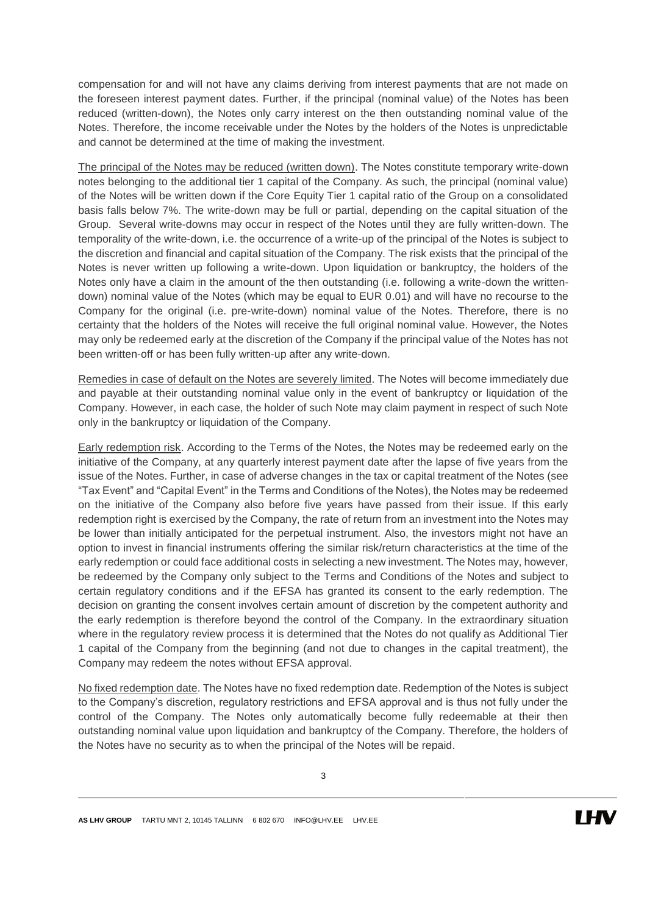compensation for and will not have any claims deriving from interest payments that are not made on the foreseen interest payment dates. Further, if the principal (nominal value) of the Notes has been reduced (written-down), the Notes only carry interest on the then outstanding nominal value of the Notes. Therefore, the income receivable under the Notes by the holders of the Notes is unpredictable and cannot be determined at the time of making the investment.

<u>The principal of the Notes may be reduced (written down)</u>. The Notes constitute temporary write-down notes belonging to the additional tier 1 capital of the Company. As such, the principal (nominal value) of the Notes will be written down if the Core Equity Tier 1 capital ratio of the Group on a consolidated basis falls below 7%. The write-down may be full or partial, depending on the capital situation of the Group. Several write-downs may occur in respect of the Notes until they are fully written-down. The temporality of the write-down, i.e. the occurrence of a write-up of the principal of the Notes is subject to the discretion and financial and capital situation of the Company. The risk exists that the principal of the Notes is never written up following a write-down. Upon liquidation or bankruptcy, the holders of the Notes only have a claim in the amount of the then outstanding (i.e. following a write-down the written-down) nominal value of the Notes (which may be equal to EUR 0.01) and will have no recourse to the Company for the original (i.e. pre-write-down) nominal value of the Notes. Therefore, there is no certainty that the holders of the Notes will receive the full original nominal value. However, the Notes may only be redeemed early at the discretion of the Company if the principal value of the Notes has not been written-off or has been fully written-up after any write-down.

<u>Remedies in case of default on the Notes are severely limited</u>. The Notes will become immediately due and payable at their outstanding nominal value only in the event of bankruptcy or liquidation of the Company. However, in each case, the holder of such Note may claim payment in respect of such Note only in the bankruptcy or liquidation of the Company.

<u>Early redemption risk</u>. According to the Terms of the Notes, the Notes may be redeemed early on the initiative of the Company, at any quarterly interest payment date after the lapse of five years from the issue of the Notes. Further, in case of adverse changes in the tax or capital treatment of the Notes (see "Tax Event" and "Capital Event" in the Terms and Conditions of the Notes), the Notes may be redeemed on the initiative of the Company also before five years have passed from their issue. If this early redemption right is exercised by the Company, the rate of return from an investment into the Notes may be lower than initially anticipated for the perpetual instrument. Also, the investors might not have an option to invest in financial instruments offering the similar risk/return characteristics at the time of the early redemption or could face additional costs in selecting a new investment. The Notes may, however, be redeemed by the Company only subject to the Terms and Conditions of the Notes and subject to certain regulatory conditions and if the EFSA has granted its consent to the early redemption. The decision on granting the consent involves certain amount of discretion by the competent authority and the early redemption is therefore beyond the control of the Company. In the extraordinary situation where in the regulatory review process it is determined that the Notes do not qualify as Additional Tier 1 capital of the Company from the beginning (and not due to changes in the capital treatment), the Company may redeem the notes without EFSA approval.

<u>No fixed redemption date</u>. The Notes have no fixed redemption date. Redemption of the Notes is subject to the Company's discretion, regulatory restrictions and EFSA approval and is thus not fully under the control of the Company. The Notes only automatically become fully redeemable at their then outstanding nominal value upon liquidation and bankruptcy of the Company. Therefore, the holders of the Notes have no security as to when the principal of the Notes will be repaid.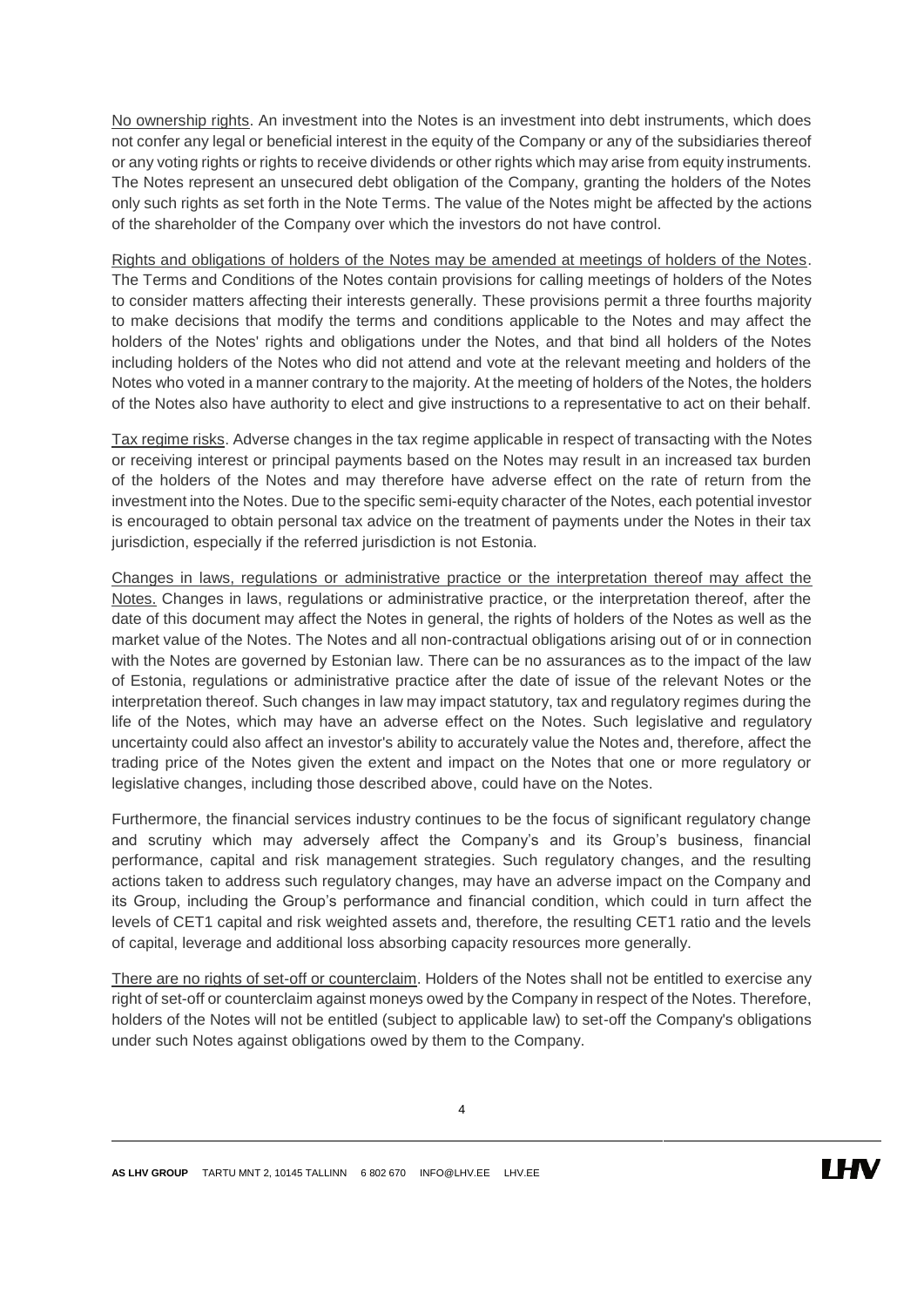No ownership rights. An investment into the Notes is an investment into debt instruments, which does not confer any legal or beneficial interest in the equity of the Company or any of the subsidiaries thereof or any voting rights or rights to receive dividends or other rights which may arise from equity instruments. The Notes represent an unsecured debt obligation of the Company, granting the holders of the Notes only such rights as set forth in the Note Terms. The value of the Notes might be affected by the actions of the shareholder of the Company over which the investors do not have control.

Rights and obligations of holders of the Notes may be amended at meetings of holders of the Notes. The Terms and Conditions of the Notes contain provisions for calling meetings of holders of the Notes to consider matters affecting their interests generally. These provisions permit a three fourths majority to make decisions that modify the terms and conditions applicable to the Notes and may affect the holders of the Notes' rights and obligations under the Notes, and that bind all holders of the Notes including holders of the Notes who did not attend and vote at the relevant meeting and holders of the Notes who voted in a manner contrary to the majority. At the meeting of holders of the Notes, the holders of the Notes also have authority to elect and give instructions to a representative to act on their behalf.

Tax regime risks. Adverse changes in the tax regime applicable in respect of transacting with the Notes or receiving interest or principal payments based on the Notes may result in an increased tax burden of the holders of the Notes and may therefore have adverse effect on the rate of return from the investment into the Notes. Due to the specific semi-equity character of the Notes, each potential investor is encouraged to obtain personal tax advice on the treatment of payments under the Notes in their tax jurisdiction, especially if the referred jurisdiction is not Estonia.

Changes in laws, regulations or administrative practice or the interpretation thereof may affect the Notes. Changes in laws, regulations or administrative practice, or the interpretation thereof, after the date of this document may affect the Notes in general, the rights of holders of the Notes as well as the market value of the Notes. The Notes and all non-contractual obligations arising out of or in connection with the Notes are governed by Estonian law. There can be no assurances as to the impact of the law of Estonia, regulations or administrative practice after the date of issue of the relevant Notes or the interpretation thereof. Such changes in law may impact statutory, tax and regulatory regimes during the life of the Notes, which may have an adverse effect on the Notes. Such legislative and regulatory uncertainty could also affect an investor's ability to accurately value the Notes and, therefore, affect the trading price of the Notes given the extent and impact on the Notes that one or more regulatory or legislative changes, including those described above, could have on the Notes.

Furthermore, the financial services industry continues to be the focus of significant regulatory change and scrutiny which may adversely affect the Company's and its Group's business, financial performance, capital and risk management strategies. Such regulatory changes, and the resulting actions taken to address such regulatory changes, may have an adverse impact on the Company and its Group, including the Group's performance and financial condition, which could in turn affect the levels of CET1 capital and risk weighted assets and, therefore, the resulting CET1 ratio and the levels of capital, leverage and additional loss absorbing capacity resources more generally.

There are no rights of set-off or counterclaim. Holders of the Notes shall not be entitled to exercise any right of set-off or counterclaim against moneys owed by the Company in respect of the Notes. Therefore, holders of the Notes will not be entitled (subject to applicable law) to set-off the Company's obligations under such Notes against obligations owed by them to the Company.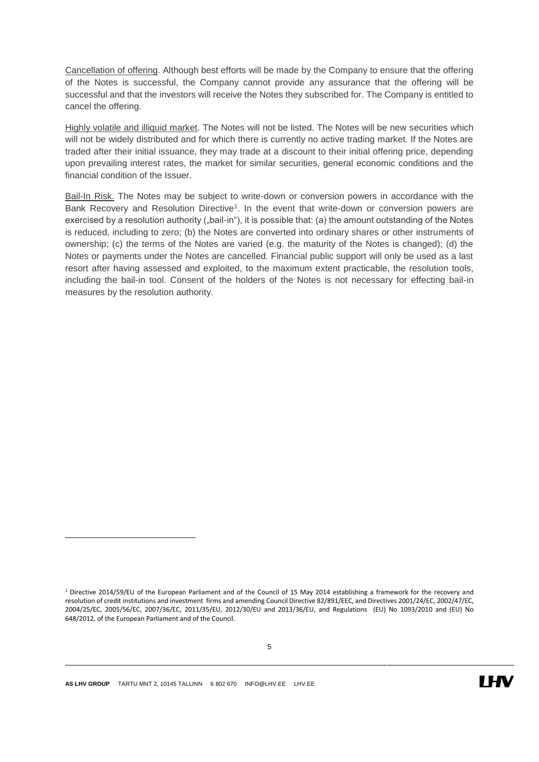Cancellation of offering. Although best efforts will be made by the Company to ensure that the offering of the Notes is successful, the Company cannot provide any assurance that the offering will be successful and that the investors will receive the Notes they subscribed for. The Company is entitled to cancel the offering.

Highly volatile and illiquid market. The Notes will not be listed. The Notes will be new securities which will not be widely distributed and for which there is currently no active trading market. If the Notes are traded after their initial issuance, they may trade at a discount to their initial offering price, depending upon prevailing interest rates, the market for similar securities, general economic conditions and the financial condition of the Issuer.

Bail-In Risk. The Notes may be subject to write-down or conversion powers in accordance with the Bank Recovery and Resolution Directive[1]. In the event that write-down or conversion powers are exercised by a resolution authority („bail-in"), it is possible that: (a) the amount outstanding of the Notes is reduced, including to zero; (b) the Notes are converted into ordinary shares or other instruments of ownership; (c) the terms of the Notes are varied (e.g. the maturity of the Notes is changed); (d) the Notes or payments under the Notes are cancelled. Financial public support will only be used as a last resort after having assessed and exploited, to the maximum extent practicable, the resolution tools, including the bail-in tool. Consent of the holders of the Notes is not necessary for effecting bail-in measures by the resolution authority.

---

[1] Directive 2014/59/EU of the European Parliament and of the Council of 15 May 2014 establishing a framework for the recovery and resolution of credit institutions and investment firms and amending Council Directive 82/891/EEC, and Directives 2001/24/EC, 2002/47/EC, 2004/25/EC, 2005/56/EC, 2007/36/EC, 2011/35/EU, 2012/30/EU and 2013/36/EU, and Regulations (EU) No 1093/2010 and (EU) No 648/2012, of the European Parliament and of the Council.